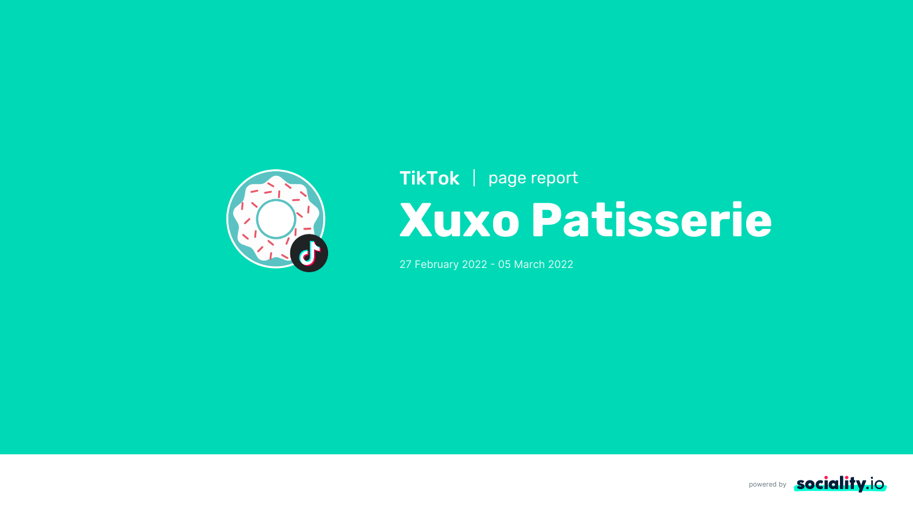TikTok | page report

# Xuxo Patisserie

27 February 2022 - 05 March 2022

powered by sociality.io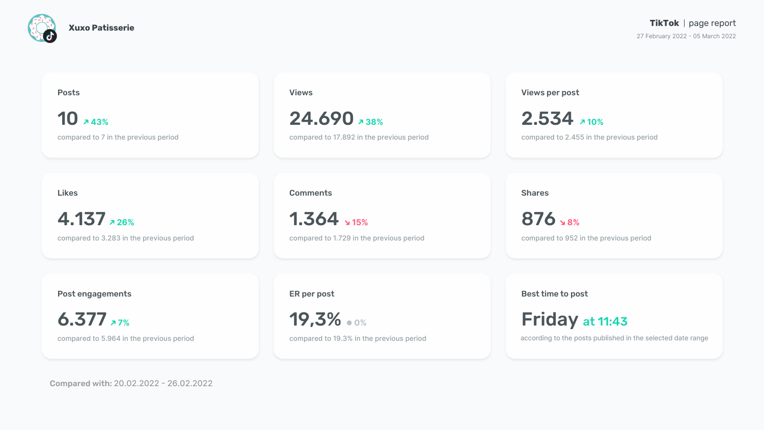**Xuxo Patisserie**

**TikTok** | page report

27 February 2022 - 05 March 2022

### Posts

**10** ↗ 43%

compared to 7 in the previous period

### Views

**24.690** ↗ 38%

compared to 17.892 in the previous period

### Views per post

**2.534** ↗ 10%

compared to 2.455 in the previous period

### Likes

**4.137** ↗ 26%

compared to 3.283 in the previous period

### Comments

**1.364** ↘ 15%

compared to 1.729 in the previous period

### Shares

**876** ↘ 8%

compared to 952 in the previous period

### Post engagements

**6.377** ↗ 7%

compared to 5.964 in the previous period

### ER per post

**19,3%** ● 0%

compared to 19.3% in the previous period

### Best time to post

**Friday** at 11:43

according to the posts published in the selected date range

Compared with: 20.02.2022 - 26.02.2022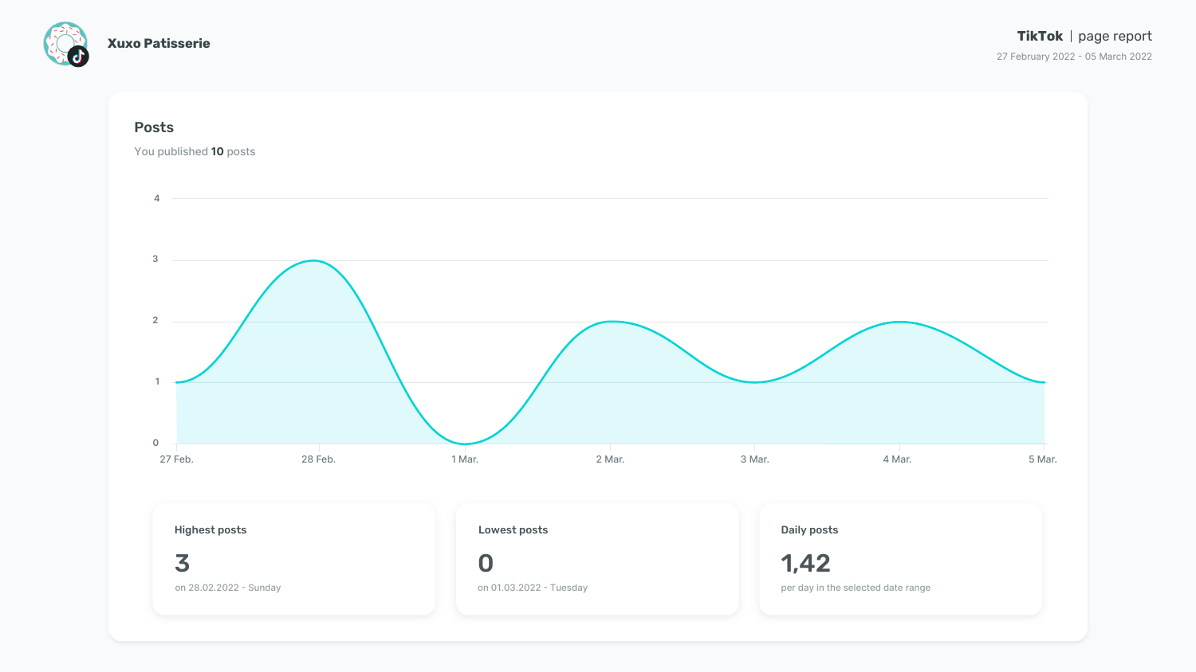**Xuxo Patisserie**

**TikTok** | page report

27 February 2022 - 05 March 2022

## Posts

You published **10** posts

### Highest posts

**3**

on 28.02.2022 - Sunday

### Lowest posts

**0**

on 01.03.2022 - Tuesday

### Daily posts

**1,42**

per day in the selected date range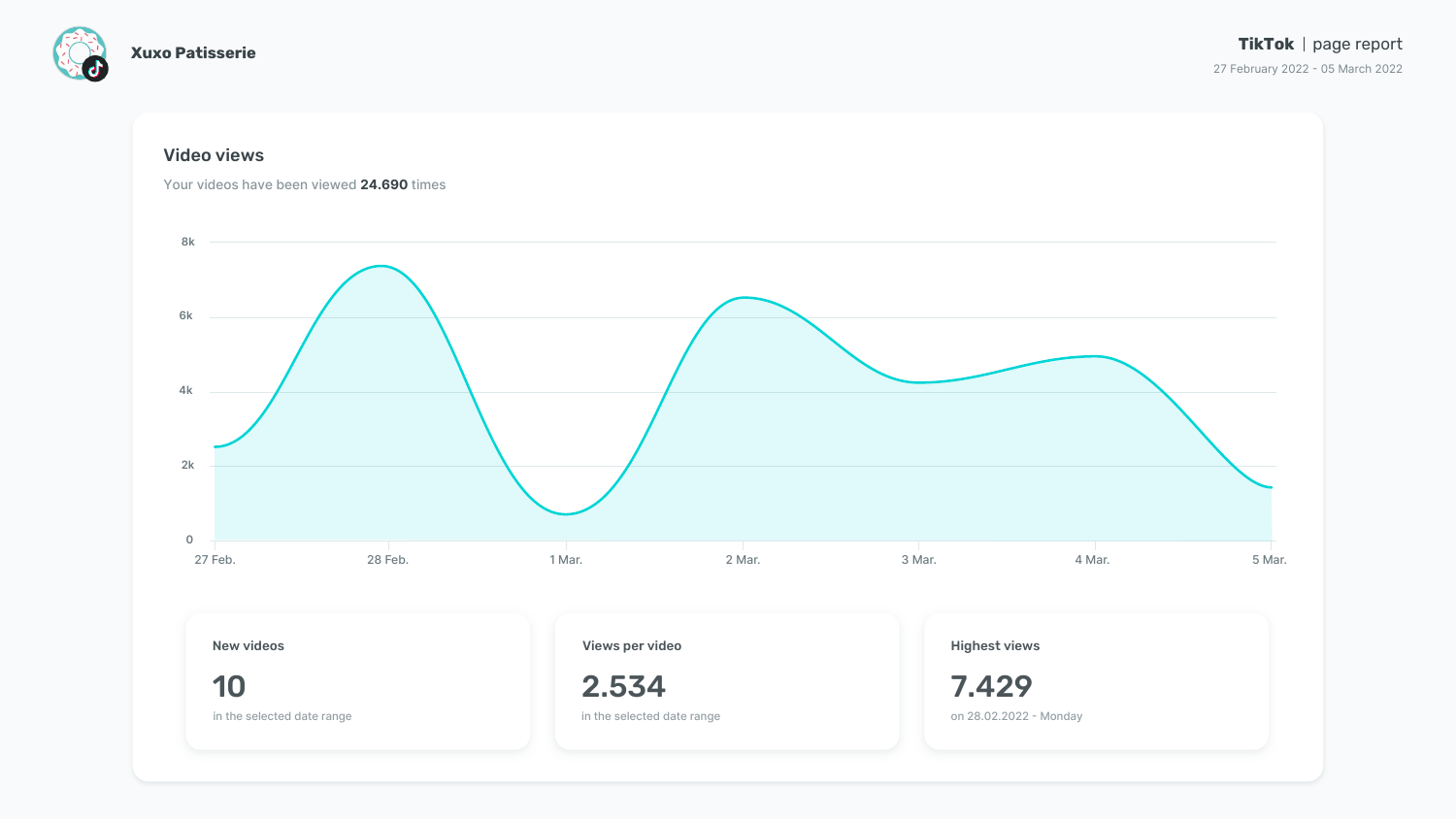**Xuxo Patisserie**

**TikTok** | page report

27 February 2022 - 05 March 2022

## Video views

Your videos have been viewed **24.690** times

### New videos

**10**

in the selected date range

### Views per video

**2.534**

in the selected date range

### Highest views

**7.429**

on 28.02.2022 - Monday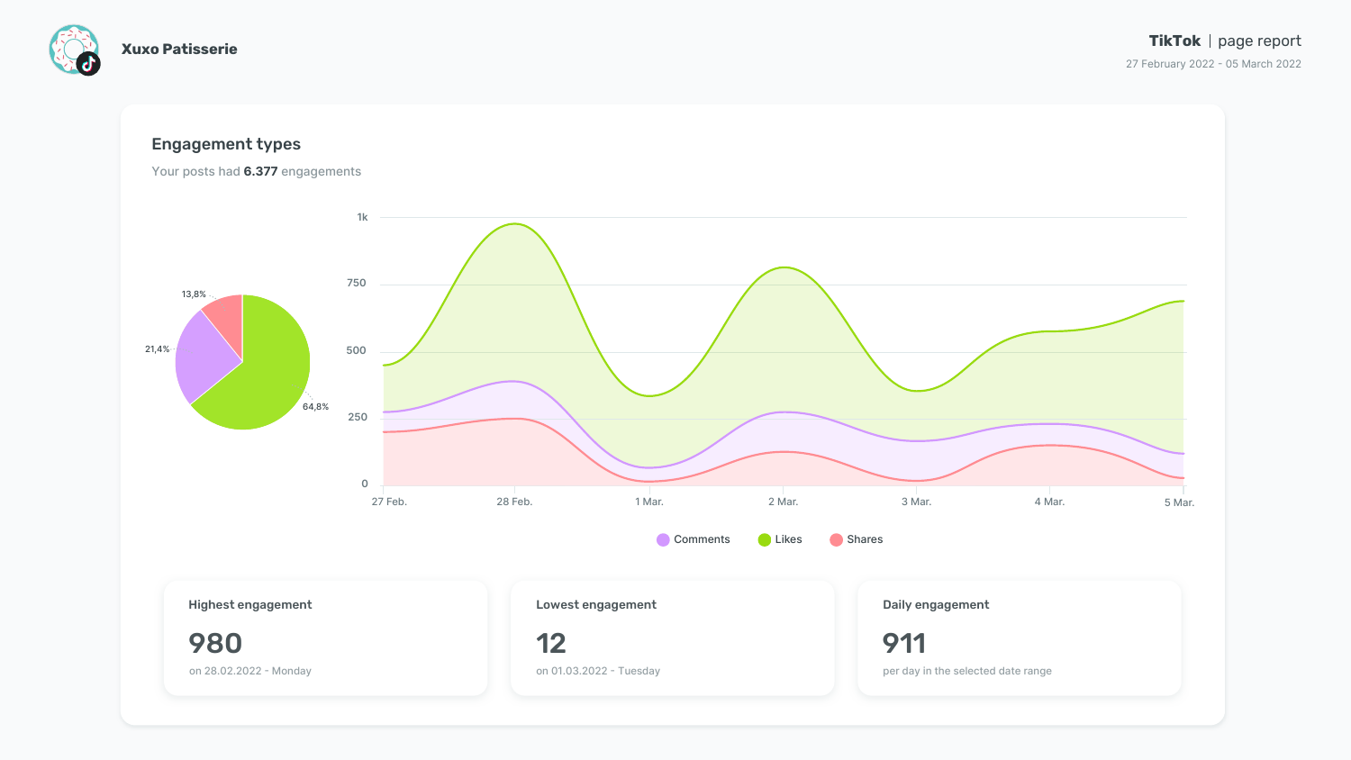Xuxo Patisserie

**TikTok** | page report

27 February 2022 - 05 March 2022

## Engagement types

Your posts had **6.377** engagements

13,8%

21,4%

64,8%

1k

750

500

250

0

27 Feb. 28 Feb. 1 Mar. 2 Mar. 3 Mar. 4 Mar. 5 Mar.

Comments Likes Shares

### Highest engagement

**980**

on 28.02.2022 - Monday

### Lowest engagement

**12**

on 01.03.2022 - Tuesday

### Daily engagement

**911**

per day in the selected date range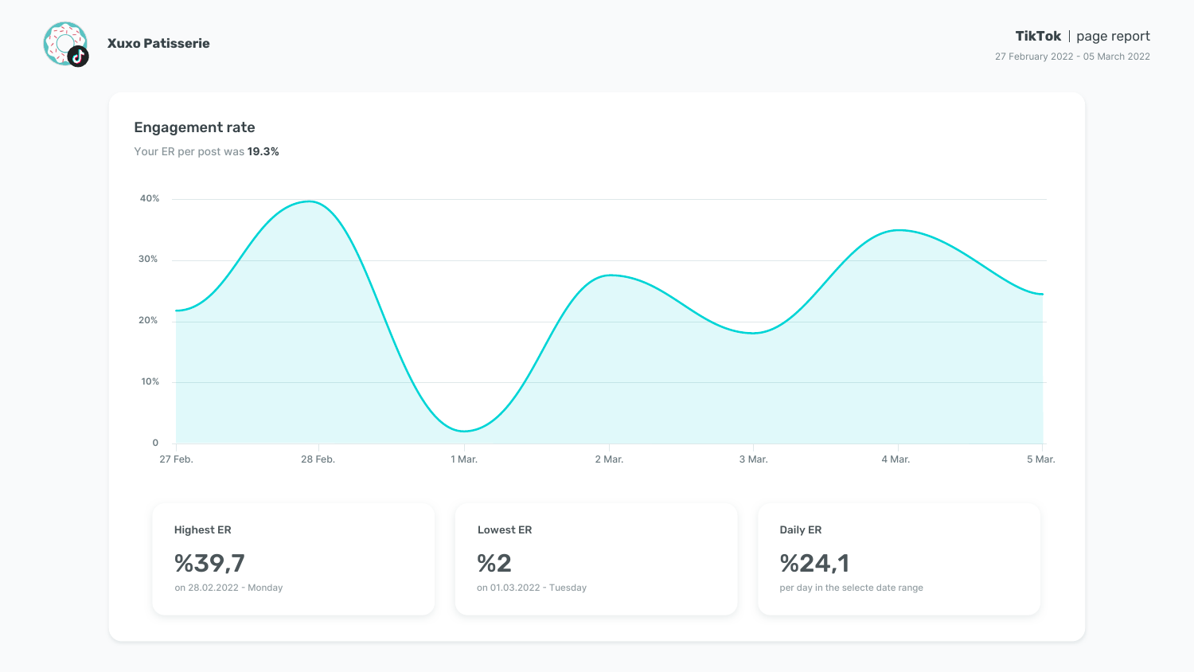Xuxo Patisserie

**TikTok** | page report
27 February 2022 - 05 March 2022

## Engagement rate

Your ER per post was **19.3%**

| | |
|---|---|
| 40% | |
| 30% | |
| 20% | |
| 10% | |
| 0 | |

27 Feb. | 28 Feb. | 1 Mar. | 2 Mar. | 3 Mar. | 4 Mar. | 5 Mar.

### Highest ER

**%39,7**

on 28.02.2022 - Monday

### Lowest ER

**%2**

on 01.03.2022 - Tuesday

### Daily ER

**%24,1**

per day in the selecte date range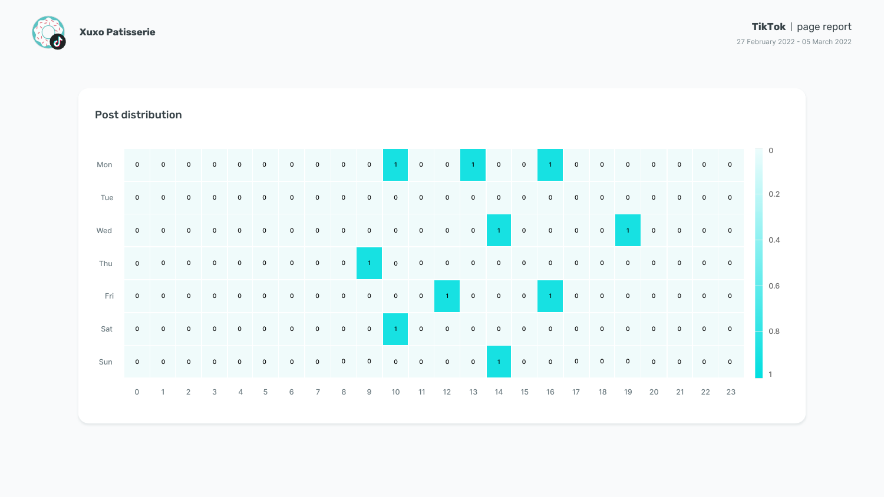Xuxo Patisserie

**TikTok** | page report

27 February 2022 - 05 March 2022

## Post distribution

| | 0 | 1 | 2 | 3 | 4 | 5 | 6 | 7 | 8 | 9 | 10 | 11 | 12 | 13 | 14 | 15 | 16 | 17 | 18 | 19 | 20 | 21 | 22 | 23 |
|---|---|---|---|---|---|---|---|---|---|---|---|---|---|---|---|---|---|---|---|---|---|---|---|---|
| Mon | 0 | 0 | 0 | 0 | 0 | 0 | 0 | 0 | 0 | 0 | 1 | 0 | 0 | 1 | 0 | 0 | 1 | 0 | 0 | 0 | 0 | 0 | 0 | 0 |
| Tue | 0 | 0 | 0 | 0 | 0 | 0 | 0 | 0 | 0 | 0 | 0 | 0 | 0 | 0 | 0 | 0 | 0 | 0 | 0 | 0 | 0 | 0 | 0 | 0 |
| Wed | 0 | 0 | 0 | 0 | 0 | 0 | 0 | 0 | 0 | 0 | 0 | 0 | 0 | 0 | 1 | 0 | 0 | 0 | 0 | 1 | 0 | 0 | 0 | 0 |
| Thu | 0 | 0 | 0 | 0 | 0 | 0 | 0 | 0 | 0 | 1 | 0 | 0 | 0 | 0 | 0 | 0 | 0 | 0 | 0 | 0 | 0 | 0 | 0 | 0 |
| Fri | 0 | 0 | 0 | 0 | 0 | 0 | 0 | 0 | 0 | 0 | 0 | 0 | 1 | 0 | 0 | 0 | 1 | 0 | 0 | 0 | 0 | 0 | 0 | 0 |
| Sat | 0 | 0 | 0 | 0 | 0 | 0 | 0 | 0 | 0 | 0 | 1 | 0 | 0 | 0 | 0 | 0 | 0 | 0 | 0 | 0 | 0 | 0 | 0 | 0 |
| Sun | 0 | 0 | 0 | 0 | 0 | 0 | 0 | 0 | 0 | 0 | 0 | 0 | 0 | 0 | 1 | 0 | 0 | 0 | 0 | 0 | 0 | 0 | 0 | 0 |

Scale: 0, 0.2, 0.4, 0.6, 0.8, 1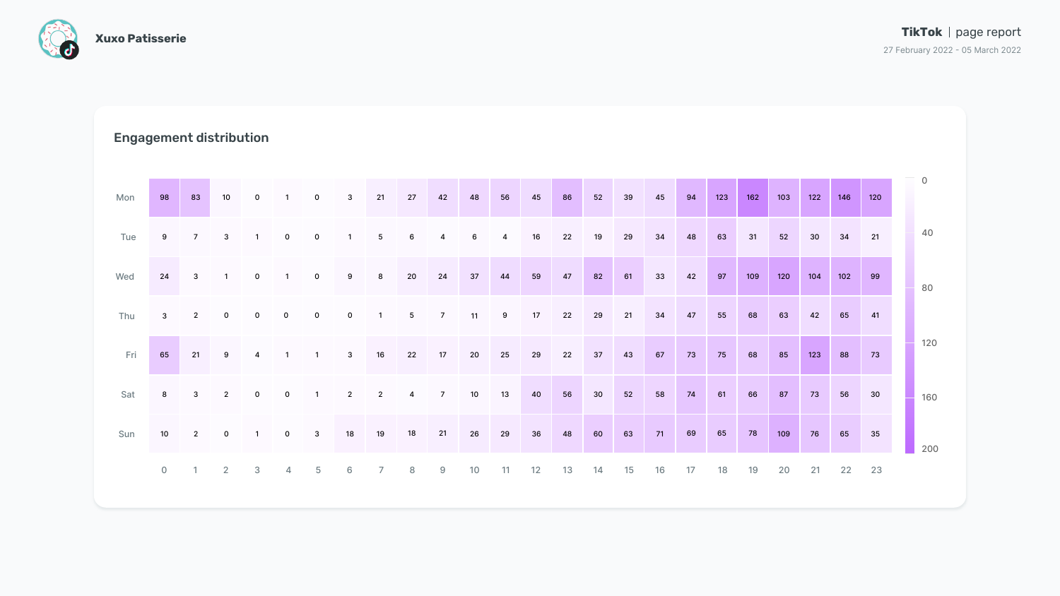Xuxo Patisserie

**TikTok** | page report

27 February 2022 - 05 March 2022

## Engagement distribution

| | 0 | 1 | 2 | 3 | 4 | 5 | 6 | 7 | 8 | 9 | 10 | 11 | 12 | 13 | 14 | 15 | 16 | 17 | 18 | 19 | 20 | 21 | 22 | 23 |
|---|---|---|---|---|---|---|---|---|---|---|---|---|---|---|---|---|---|---|---|---|---|---|---|---|
| Mon | 98 | 83 | 10 | 0 | 1 | 0 | 3 | 21 | 27 | 42 | 48 | 56 | 45 | 86 | 52 | 39 | 45 | 94 | 123 | 162 | 103 | 122 | 146 | 120 |
| Tue | 9 | 7 | 3 | 1 | 0 | 0 | 1 | 5 | 6 | 4 | 6 | 4 | 16 | 22 | 19 | 29 | 34 | 48 | 63 | 31 | 52 | 30 | 34 | 21 |
| Wed | 24 | 3 | 1 | 0 | 1 | 0 | 9 | 8 | 20 | 24 | 37 | 44 | 59 | 47 | 82 | 61 | 33 | 42 | 97 | 109 | 120 | 104 | 102 | 99 |
| Thu | 3 | 2 | 0 | 0 | 0 | 0 | 0 | 1 | 5 | 7 | 11 | 9 | 17 | 22 | 29 | 21 | 34 | 47 | 55 | 68 | 63 | 42 | 65 | 41 |
| Fri | 65 | 21 | 9 | 4 | 1 | 1 | 3 | 16 | 22 | 17 | 20 | 25 | 29 | 22 | 37 | 43 | 67 | 73 | 75 | 68 | 85 | 123 | 88 | 73 |
| Sat | 8 | 3 | 2 | 0 | 0 | 1 | 2 | 2 | 4 | 7 | 10 | 13 | 40 | 56 | 30 | 52 | 58 | 74 | 61 | 66 | 87 | 73 | 56 | 30 |
| Sun | 10 | 2 | 0 | 1 | 0 | 3 | 18 | 19 | 18 | 21 | 26 | 29 | 36 | 48 | 60 | 63 | 71 | 69 | 65 | 78 | 109 | 76 | 65 | 35 |

Scale: 0, 40, 80, 120, 160, 200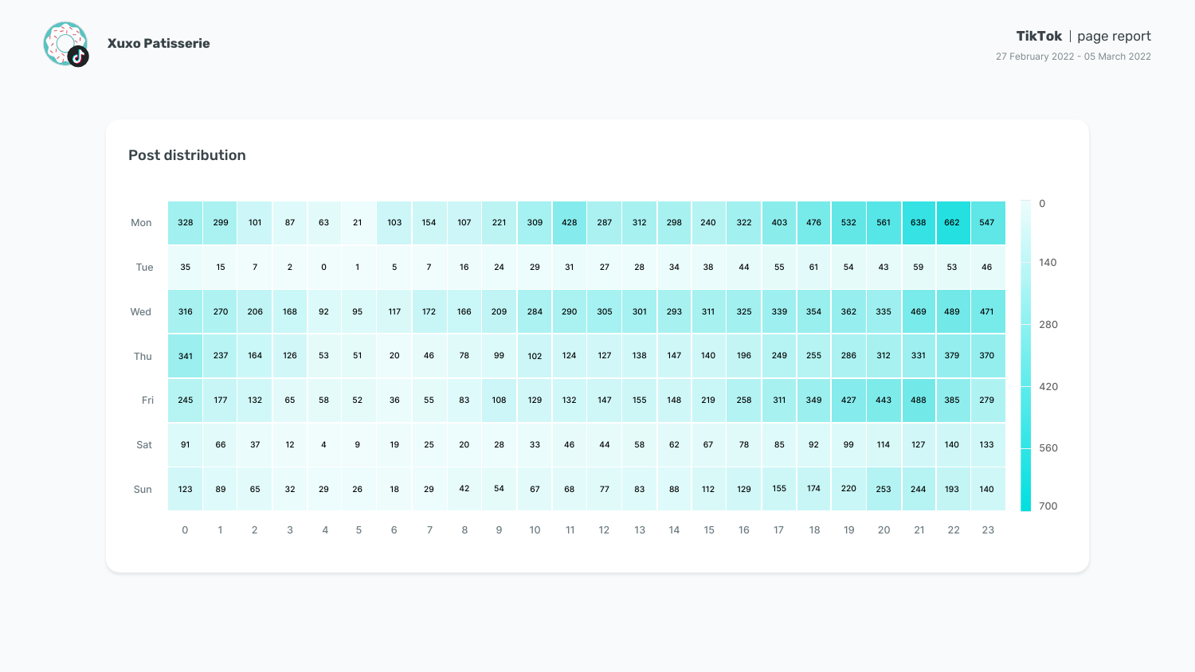Xuxo Patisserie

**TikTok** | page report

27 February 2022 - 05 March 2022

## Post distribution

| | 0 | 1 | 2 | 3 | 4 | 5 | 6 | 7 | 8 | 9 | 10 | 11 | 12 | 13 | 14 | 15 | 16 | 17 | 18 | 19 | 20 | 21 | 22 | 23 |
|---|---|---|---|---|---|---|---|---|---|---|---|---|---|---|---|---|---|---|---|---|---|---|---|---|
| Mon | 328 | 299 | 101 | 87 | 63 | 21 | 103 | 154 | 107 | 221 | 309 | 428 | 287 | 312 | 298 | 240 | 322 | 403 | 476 | 532 | 561 | 638 | 662 | 547 |
| Tue | 35 | 15 | 7 | 2 | 0 | 1 | 5 | 7 | 16 | 24 | 29 | 31 | 27 | 28 | 34 | 38 | 44 | 55 | 61 | 54 | 43 | 59 | 53 | 46 |
| Wed | 316 | 270 | 206 | 168 | 92 | 95 | 117 | 172 | 166 | 209 | 284 | 290 | 305 | 301 | 293 | 311 | 325 | 339 | 354 | 362 | 335 | 469 | 489 | 471 |
| Thu | 341 | 237 | 164 | 126 | 53 | 51 | 20 | 46 | 78 | 99 | 102 | 124 | 127 | 138 | 147 | 140 | 196 | 249 | 255 | 286 | 312 | 331 | 379 | 370 |
| Fri | 245 | 177 | 132 | 65 | 58 | 52 | 36 | 55 | 83 | 108 | 129 | 132 | 147 | 155 | 148 | 219 | 258 | 311 | 349 | 427 | 443 | 488 | 385 | 279 |
| Sat | 91 | 66 | 37 | 12 | 4 | 9 | 19 | 25 | 20 | 28 | 33 | 46 | 44 | 58 | 62 | 67 | 78 | 85 | 92 | 99 | 114 | 127 | 140 | 133 |
| Sun | 123 | 89 | 65 | 32 | 29 | 26 | 18 | 29 | 42 | 54 | 67 | 68 | 77 | 83 | 88 | 112 | 129 | 155 | 174 | 220 | 253 | 244 | 193 | 140 |

Scale: 0, 140, 280, 420, 560, 700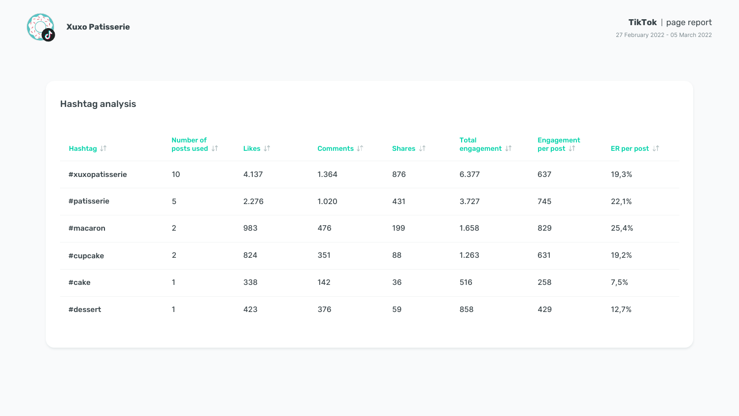Xuxo Patisserie

**TikTok** | page report

27 February 2022 - 05 March 2022

## Hashtag analysis

| Hashtag | Number of posts used | Likes | Comments | Shares | Total engagement | Engagement per post | ER per post |
|---|---|---|---|---|---|---|---|
| #xuxopatisserie | 10 | 4.137 | 1.364 | 876 | 6.377 | 637 | 19,3% |
| #patisserie | 5 | 2.276 | 1.020 | 431 | 3.727 | 745 | 22,1% |
| #macaron | 2 | 983 | 476 | 199 | 1.658 | 829 | 25,4% |
| #cupcake | 2 | 824 | 351 | 88 | 1.263 | 631 | 19,2% |
| #cake | 1 | 338 | 142 | 36 | 516 | 258 | 7,5% |
| #dessert | 1 | 423 | 376 | 59 | 858 | 429 | 12,7% |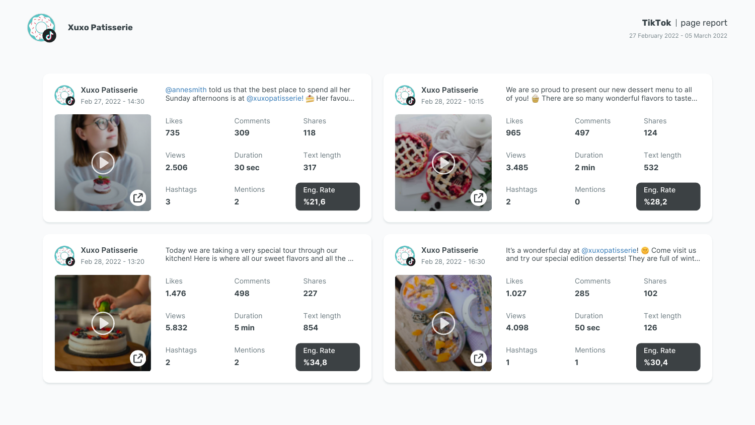# Xuxo Patisserie

**TikTok** | page report

27 February 2022 - 05 March 2022

## Xuxo Patisserie
Feb 27, 2022 - 14:30

@annesmith told us that the best place to spend all her Sunday afternoons is at @xuxopatisserie! 🍰 Her favou...

| Likes | Comments | Shares |
| --- | --- | --- |
| 735 | 309 | 118 |
| **Views** | **Duration** | **Text length** |
| 2.506 | 30 sec | 317 |
| **Hashtags** | **Mentions** | **Eng. Rate** |
| 3 | 2 | %21,6 |

## Xuxo Patisserie
Feb 28, 2022 - 10:15

We are so proud to present our new dessert menu to all of you! 🧁 There are so many wonderful flavors to taste...

| Likes | Comments | Shares |
| --- | --- | --- |
| 965 | 497 | 124 |
| **Views** | **Duration** | **Text length** |
| 3.485 | 2 min | 532 |
| **Hashtags** | **Mentions** | **Eng. Rate** |
| 2 | 0 | %28,2 |

## Xuxo Patisserie
Feb 28, 2022 - 13:20

Today we are taking a very special tour through our kitchen! Here is where all our sweet flavors and all the ...

| Likes | Comments | Shares |
| --- | --- | --- |
| 1.476 | 498 | 227 |
| **Views** | **Duration** | **Text length** |
| 5.832 | 5 min | 854 |
| **Hashtags** | **Mentions** | **Eng. Rate** |
| 2 | 2 | %34,8 |

## Xuxo Patisserie
Feb 28, 2022 - 16:30

It's a wonderful day at @xuxopatisserie! 😊 Come visit us and try our special edition desserts! They are full of wint...

| Likes | Comments | Shares |
| --- | --- | --- |
| 1.027 | 285 | 102 |
| **Views** | **Duration** | **Text length** |
| 4.098 | 50 sec | 126 |
| **Hashtags** | **Mentions** | **Eng. Rate** |
| 1 | 1 | %30,4 |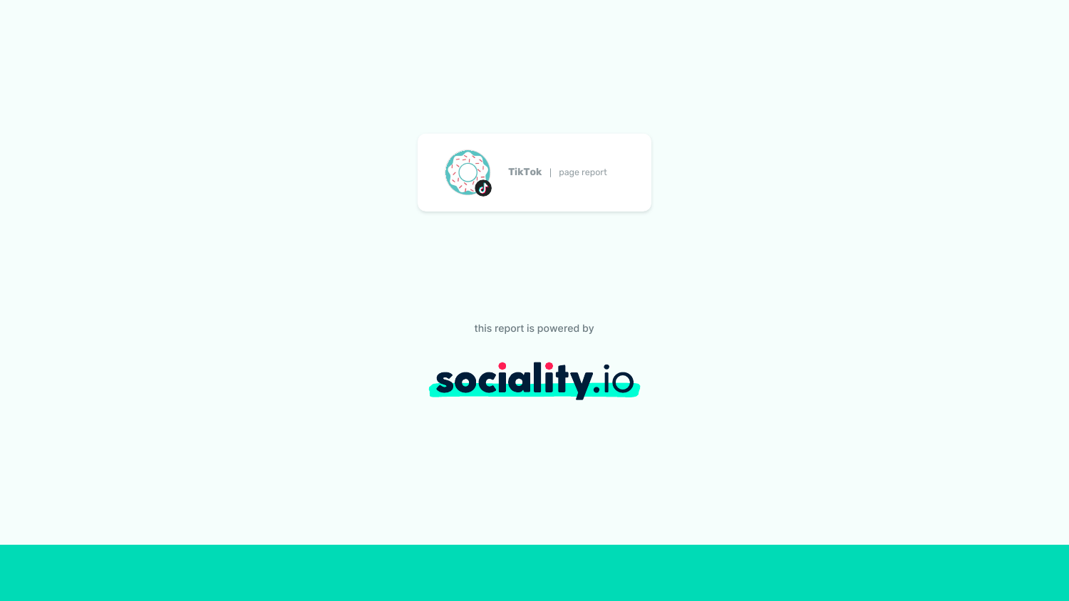**TikTok** | page report

this report is powered by

sociality.io